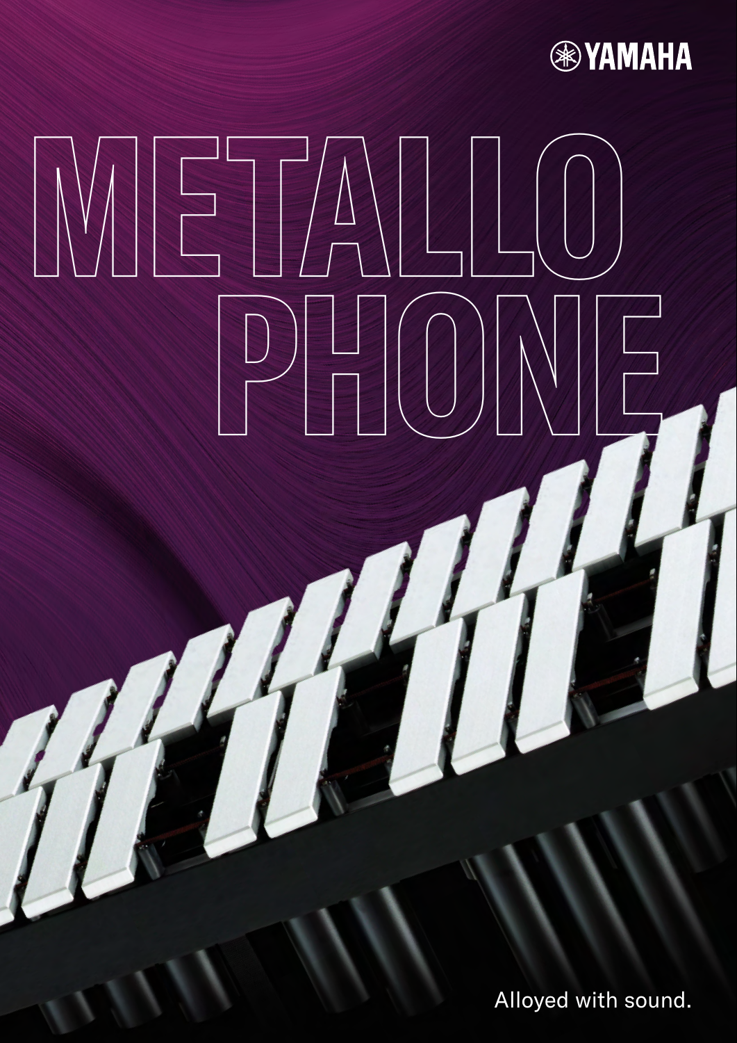YAMAHA

# METALLO PHONE

Alloyed with sound.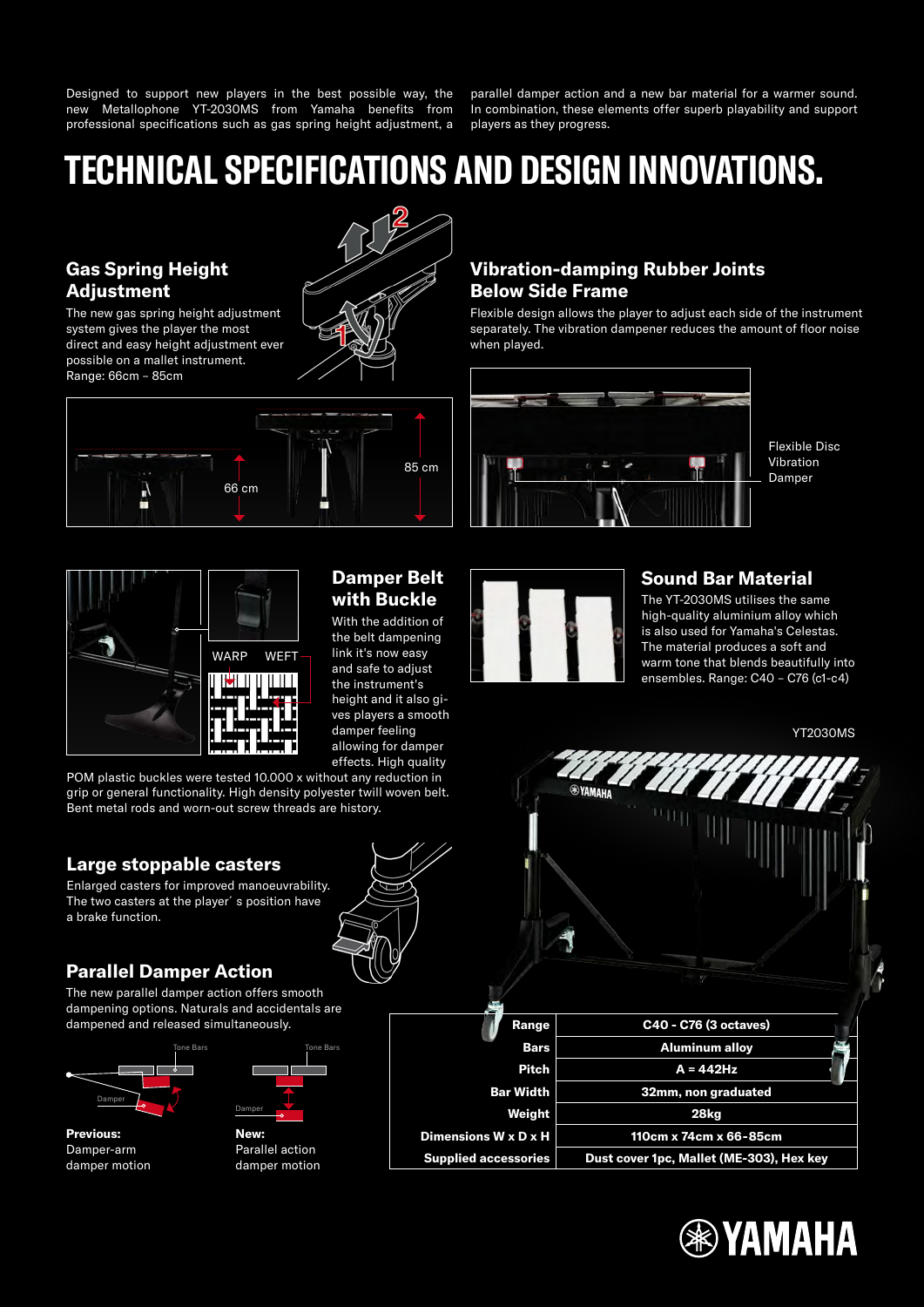Designed to support new players in the best possible way, the new Metallophone YT-2030MS from Yamaha benefits from professional specifications such as gas spring height adjustment, a parallel damper action and a new bar material for a warmer sound. In combination, these elements offer superb playability and support players as they progress.

# TECHNICAL SPECIFICATIONS AND DESIGN INNOVATIONS.

## Gas Spring Height Adjustment

The new gas spring height adjustment system gives the player the most direct and easy height adjustment ever possible on a mallet instrument. Range: 66cm – 85cm

66 cm

85 cm

## Vibration-damping Rubber Joints Below Side Frame

Flexible design allows the player to adjust each side of the instrument separately. The vibration dampener reduces the amount of floor noise when played.

Flexible Disc Vibration Damper

## Damper Belt with Buckle

WARP WEFT

With the addition of the belt dampening link it's now easy and safe to adjust the instrument's height and it also gives players a smooth damper feeling allowing for damper effects. High quality POM plastic buckles were tested 10.000 x without any reduction in grip or general functionality. High density polyester twill woven belt. Bent metal rods and worn-out screw threads are history.

## Sound Bar Material

The YT-2030MS utilises the same high-quality aluminium alloy which is also used for Yamaha's Celestas. The material produces a soft and warm tone that blends beautifully into ensembles. Range: C40 – C76 (c1-c4)

## Large stoppable casters

Enlarged casters for improved manoeuvrability. The two casters at the player´ s position have a brake function.

## Parallel Damper Action

The new parallel damper action offers smooth dampening options. Naturals and accidentals are dampened and released simultaneously.

Tone Bars
Damper

**Previous:**
Damper-arm damper motion

Tone Bars
Damper

**New:**
Parallel action damper motion

YT2030MS

| | |
|---|---|
| **Range** | **C40 - C76 (3 octaves)** |
| **Bars** | **Aluminum alloy** |
| **Pitch** | **A = 442Hz** |
| **Bar Width** | **32mm, non graduated** |
| **Weight** | **28kg** |
| **Dimensions W x D x H** | **110cm x 74cm x 66-85cm** |
| **Supplied accessories** | **Dust cover 1pc, Mallet (ME-303), Hex key** |